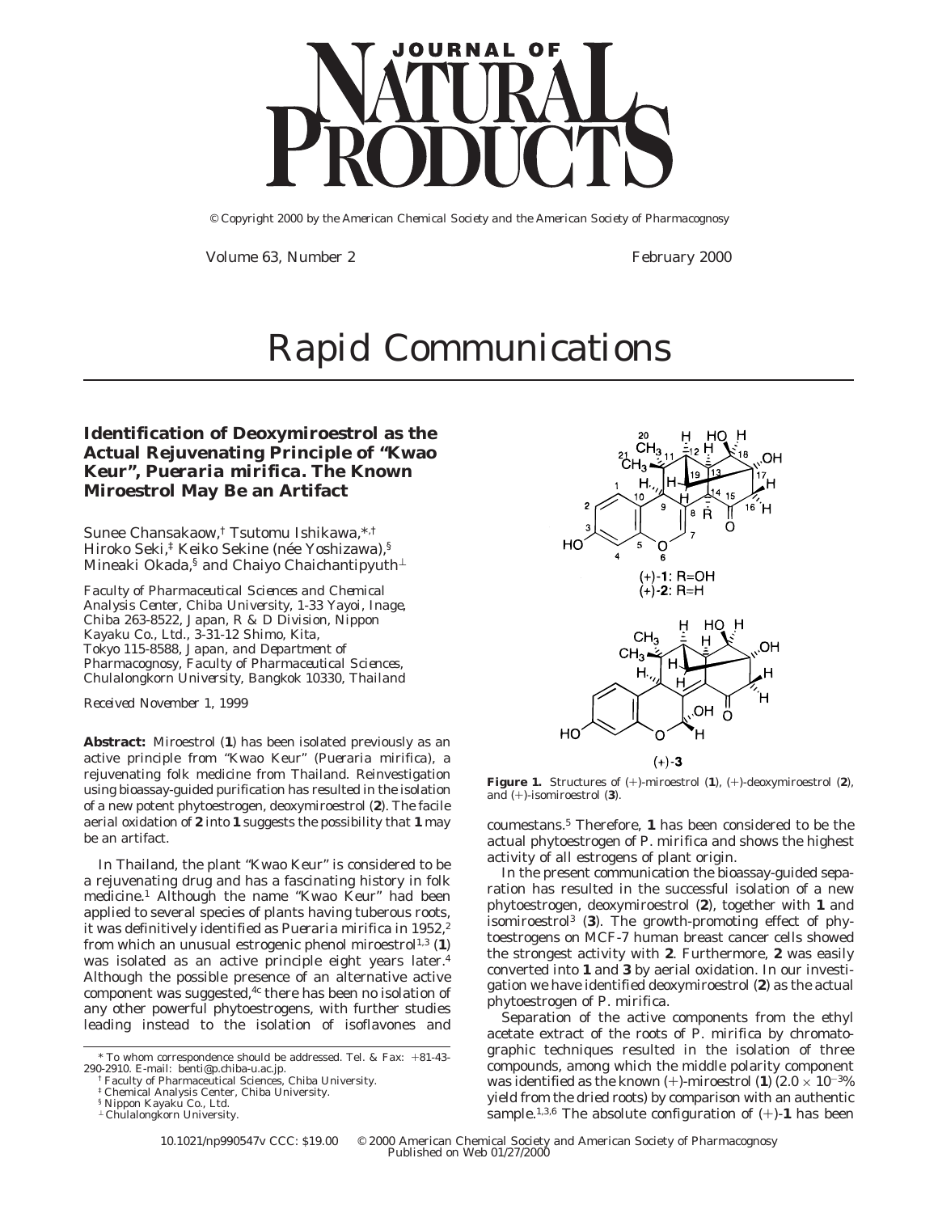# Rapid Communications

## Identification of Deoxymiroestrol as the Actual Rejuvenating Principle of "Kwao Keur", *Pueraria mirifica*. The Known Miroestrol May Be an Artifact

Sunee Chansakaow,[†] Tsutomu Ishikawa,*[,†] Hiroko Seki,[‡] Keiko Sekine (née Yoshizawa),[§] Mineaki Okada,[§] and Chaiyo Chaichantipyuth[⊥]

*Faculty of Pharmaceutical Sciences and Chemical Analysis Center, Chiba University, 1-33 Yayoi, Inage, Chiba 263-8522, Japan, R & D Division, Nippon Kayaku Co., Ltd., 3-31-12 Shimo, Kita, Tokyo 115-8588, Japan, and Department of Pharmacognosy, Faculty of Pharmaceutical Sciences, Chulalongkorn University, Bangkok 10330, Thailand*

*Received November 1, 1999*

**Abstract:** Miroestrol (**1**) has been isolated previously as an active principle from "Kwao Keur" (*Pueraria mirifica*), a rejuvenating folk medicine from Thailand. Reinvestigation using bioassay-guided purification has resulted in the isolation of a new potent phytoestrogen, deoxymiroestrol (**2**). The facile aerial oxidation of **2** into **1** suggests the possibility that **1** may be an artifact.

In Thailand, the plant "Kwao Keur" is considered to be a rejuvenating drug and has a fascinating history in folk medicine.[1] Although the name "Kwao Keur" had been applied to several species of plants having tuberous roots, it was definitively identified as *Pueraria mirifica* in 1952,[2] from which an unusual estrogenic phenol miroestrol[1,3] (**1**) was isolated as an active principle eight years later.[4] Although the possible presence of an alternative active component was suggested,[4c] there has been no isolation of any other powerful phytoestrogens, with further studies leading instead to the isolation of isoflavones and coumestans.[5] Therefore, **1** has been considered to be the actual phytoestrogen of *P. mirifica* and shows the highest activity of all estrogens of plant origin.

In the present communication the bioassay-guided separation has resulted in the successful isolation of a new phytoestrogen, deoxymiroestrol (**2**), together with **1** and isomiroestrol[3] (**3**). The growth-promoting effect of phytoestrogens on MCF-7 human breast cancer cells showed the strongest activity with **2**. Furthermore, **2** was easily converted into **1** and **3** by aerial oxidation. In our investigation we have identified deoxymiroestrol (**2**) as the actual phytoestrogen of *P. mirifica*.

Separation of the active components from the ethyl acetate extract of the roots of *P. mirifica* by chromatographic techniques resulted in the isolation of three compounds, among which the middle polarity component was identified as the known (+)-miroestrol (**1**) ($2.0 \times 10^{-3}$% yield from the dried roots) by comparison with an authentic sample.[1,3,6] The absolute configuration of (+)-**1** has been

(+)-**1**: R=OH
(+)-**2**: R=H

(+)-**3**

**Figure 1.** Structures of (+)-miroestrol (**1**), (+)-deoxymiroestrol (**2**), and (+)-isomiroestrol (**3**).

\* To whom correspondence should be addressed. Tel. & Fax: +81-43-290-2910. E-mail: benti@p.chiba-u.ac.jp.
† Faculty of Pharmaceutical Sciences, Chiba University.
‡ Chemical Analysis Center, Chiba University.
§ Nippon Kayaku Co., Ltd.
⊥ Chulalongkorn University.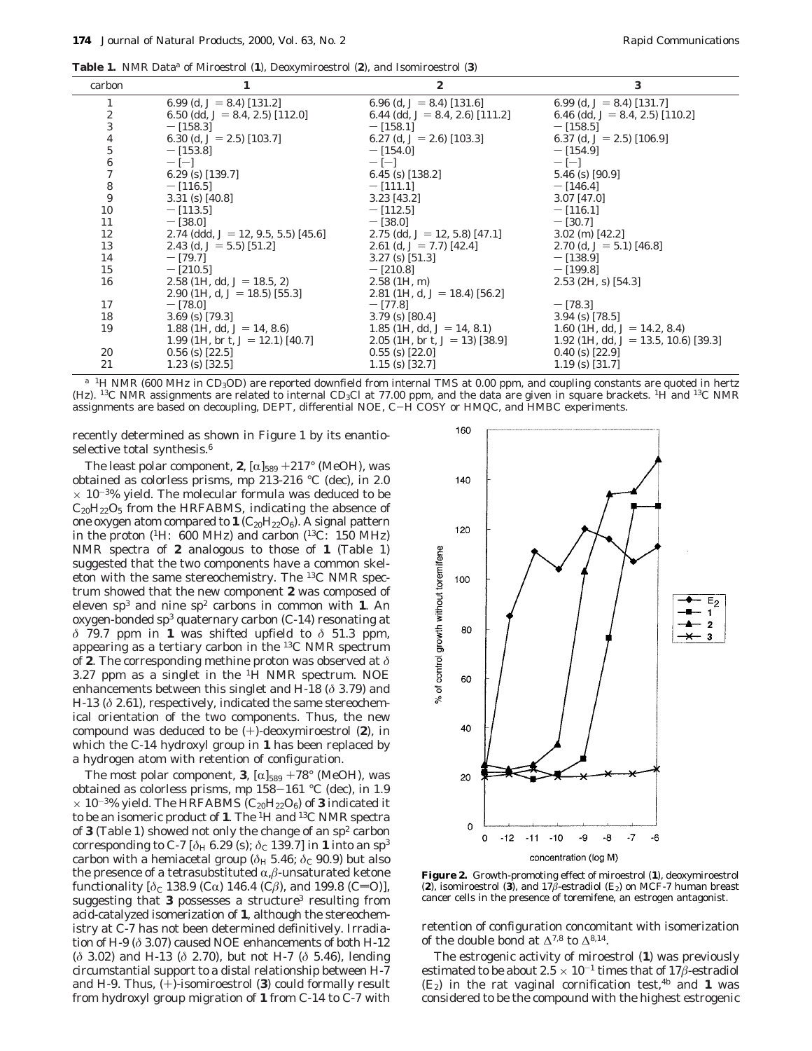**Table 1.** NMR Data[a] of Miroestrol (**1**), Deoxymiroestrol (**2**), and Isomiroestrol (**3**)

| carbon | 1 | 2 | 3 |
|---|---|---|---|
| 1 | 6.99 (d, $J$ = 8.4) [131.2] | 6.96 (d, $J$ = 8.4) [131.6] | 6.99 (d, $J$ = 8.4) [131.7] |
| 2 | 6.50 (dd, $J$ = 8.4, 2.5) [112.0] | 6.44 (dd, $J$ = 8.4, 2.6) [111.2] | 6.46 (dd, $J$ = 8.4, 2.5) [110.2] |
| 3 | − [158.3] | − [158.1] | − [158.5] |
| 4 | 6.30 (d, $J$ = 2.5) [103.7] | 6.27 (d, $J$ = 2.6) [103.3] | 6.37 (d, $J$ = 2.5) [106.9] |
| 5 | − [153.8] | − [154.0] | − [154.9] |
| 6 | − [−] | − [−] | − [−] |
| 7 | 6.29 (s) [139.7] | 6.45 (s) [138.2] | 5.46 (s) [90.9] |
| 8 | − [116.5] | − [111.1] | − [146.4] |
| 9 | 3.31 (s) [40.8] | 3.23 [43.2] | 3.07 [47.0] |
| 10 | − [113.5] | − [112.5] | − [116.1] |
| 11 | − [38.0] | − [38.0] | − [30.7] |
| 12 | 2.74 (ddd, $J$ = 12, 9.5, 5.5) [45.6] | 2.75 (dd, $J$ = 12, 5.8) [47.1] | 3.02 (m) [42.2] |
| 13 | 2.43 (d, $J$ = 5.5) [51.2] | 2.61 (d, $J$ = 7.7) [42.4] | 2.70 (d, $J$ = 5.1) [46.8] |
| 14 | − [79.7] | 3.27 (s) [51.3] | − [138.9] |
| 15 | − [210.5] | − [210.8] | − [199.8] |
| 16 | 2.58 (1H, dd, $J$ = 18.5, 2)<br>2.90 (1H, d, $J$ = 18.5) [55.3] | 2.58 (1H, m)<br>2.81 (1H, d, $J$ = 18.4) [56.2] | 2.53 (2H, s) [54.3] |
| 17 | − [78.0] | − [77.8] | − [78.3] |
| 18 | 3.69 (s) [79.3] | 3.79 (s) [80.4] | 3.94 (s) [78.5] |
| 19 | 1.88 (1H, dd, $J$ = 14, 8.6)<br>1.99 (1H, br t, $J$ = 12.1) [40.7] | 1.85 (1H, dd, $J$ = 14, 8.1)<br>2.05 (1H, br t, $J$ = 13) [38.9] | 1.60 (1H, dd, $J$ = 14.2, 8.4)<br>1.92 (1H, dd, $J$ = 13.5, 10.6) [39.3] |
| 20 | 0.56 (s) [22.5] | 0.55 (s) [22.0] | 0.40 (s) [22.9] |
| 21 | 1.23 (s) [32.5] | 1.15 (s) [32.7] | 1.19 (s) [31.7] |

[a] $^1$H NMR (600 MHz in $CD_3OD$) are reported downfield from internal TMS at 0.00 ppm, and coupling constants are quoted in hertz (Hz). $^{13}$C NMR assignments are related to internal $CD_3Cl$ at 77.00 ppm, and the data are given in square brackets. $^1$H and $^{13}$C NMR assignments are based on decoupling, DEPT, differential NOE, C−H COSY or HMQC, and HMBC experiments.

recently determined as shown in Figure 1 by its enantioselective total synthesis.[6]

The least polar component, **2**, $[\alpha]_{589}$ +217° (MeOH), was obtained as colorless prisms, mp 213-216 °C (dec), in 2.0 $\times 10^{-3}$% yield. The molecular formula was deduced to be $C_{20}H_{22}O_5$ from the HRFABMS, indicating the absence of one oxygen atom compared to **1** ($C_{20}H_{22}O_6$). A signal pattern in the proton ($^1$H: 600 MHz) and carbon ($^{13}$C: 150 MHz) NMR spectra of **2** analogous to those of **1** (Table 1) suggested that the two components have a common skeleton with the same stereochemistry. The $^{13}$C NMR spectrum showed that the new component **2** was composed of eleven sp$^3$ and nine sp$^2$ carbons in common with **1**. An oxygen-bonded sp$^3$ quaternary carbon (C-14) resonating at $\delta$ 79.7 ppm in **1** was shifted upfield to $\delta$ 51.3 ppm, appearing as a tertiary carbon in the $^{13}$C NMR spectrum of **2**. The corresponding methine proton was observed at $\delta$ 3.27 ppm as a singlet in the $^1$H NMR spectrum. NOE enhancements between this singlet and H-18 ($\delta$ 3.79) and H-13 ($\delta$ 2.61), respectively, indicated the same stereochemical orientation of the two components. Thus, the new compound was deduced to be (+)-deoxymiroestrol (**2**), in which the C-14 hydroxyl group in **1** has been replaced by a hydrogen atom with retention of configuration.

The most polar component, **3**, $[\alpha]_{589}$ +78° (MeOH), was obtained as colorless prisms, mp 158−161 °C (dec), in 1.9 $\times 10^{-3}$% yield. The HRFABMS ($C_{20}H_{22}O_6$) of **3** indicated it to be an isomeric product of **1**. The $^1$H and $^{13}$C NMR spectra of **3** (Table 1) showed not only the change of an sp$^2$ carbon corresponding to C-7 [$\delta_H$ 6.29 (s); $\delta_C$ 139.7] in **1** into an sp$^3$ carbon with a hemiacetal group ($\delta_H$ 5.46; $\delta_C$ 90.9) but also the presence of a tetrasubstituted $\alpha,\beta$-unsaturated ketone functionality [$\delta_C$ 138.9 (C$\alpha$) 146.4 (C$\beta$), and 199.8 (C=O)], suggesting that **3** possesses a structure[3] resulting from acid-catalyzed isomerization of **1**, although the stereochemistry at C-7 has not been determined definitively. Irradiation of H-9 ($\delta$ 3.07) caused NOE enhancements of both H-12 ($\delta$ 3.02) and H-13 ($\delta$ 2.70), but not H-7 ($\delta$ 5.46), lending circumstantial support to a distal relationship between H-7 and H-9. Thus, (+)-isomiroestrol (**3**) could formally result from hydroxyl group migration of **1** from C-14 to C-7 with retention of configuration concomitant with isomerization of the double bond at $\Delta^{7,8}$ to $\Delta^{8,14}$.

**Figure 2.** Growth-promoting effect of miroestrol (**1**), deoxymiroestrol (**2**), isomiroestrol (**3**), and 17$\beta$-estradiol ($E_2$) on MCF-7 human breast cancer cells in the presence of toremifene, an estrogen antagonist.

The estrogenic activity of miroestrol (**1**) was previously estimated to be about $2.5 \times 10^{-1}$ times that of 17$\beta$-estradiol ($E_2$) in the rat vaginal cornification test,[4b] and **1** was considered to be the compound with the highest estrogenic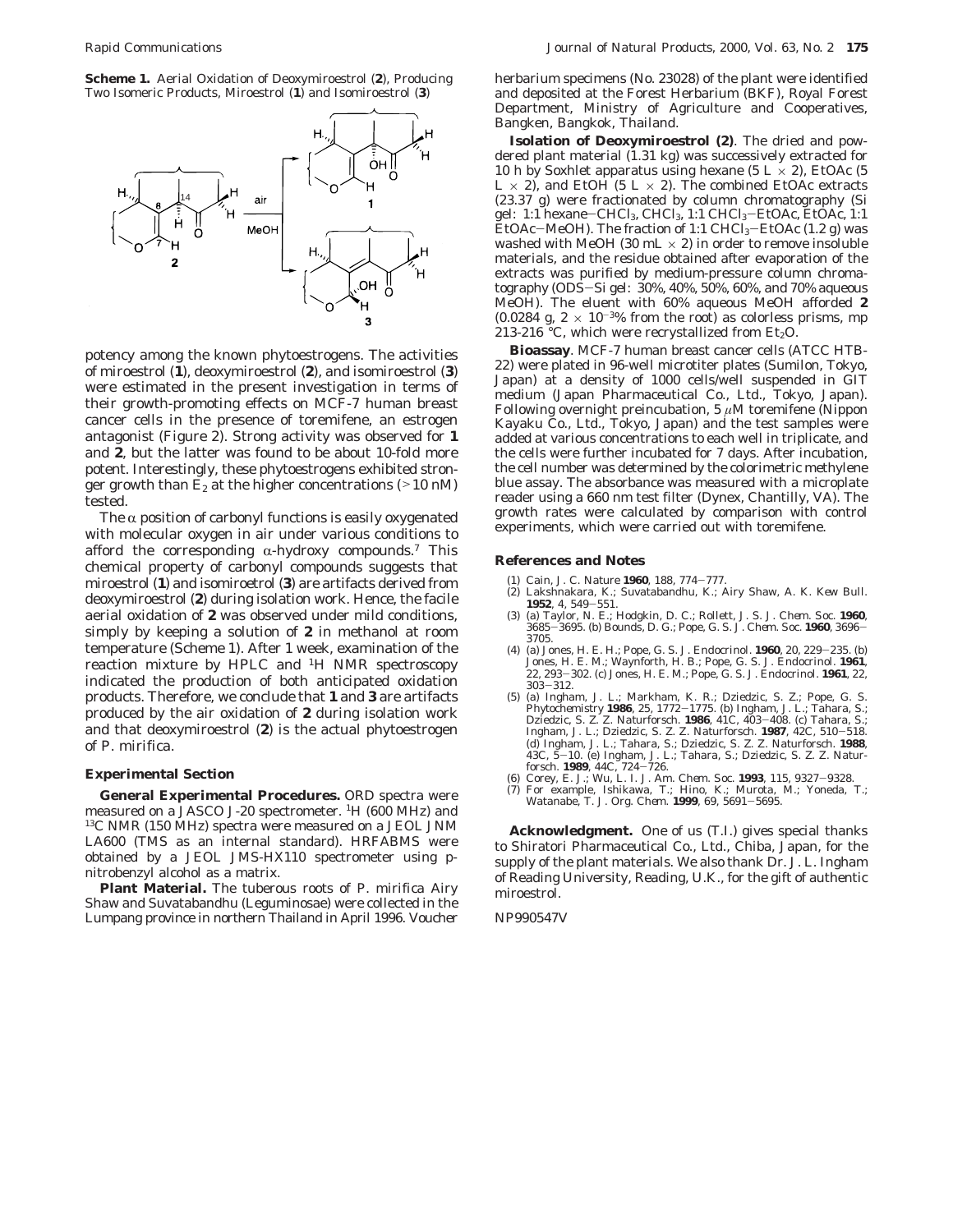**Scheme 1.** Aerial Oxidation of Deoxymiroestrol (**2**), Producing Two Isomeric Products, Miroestrol (**1**) and Isomiroestrol (**3**)

air

MeOH

1

2

3

potency among the known phytoestrogens. The activities of miroestrol (**1**), deoxymiroetrol (**2**), and isomiroestrol (**3**) were estimated in the present investigation in terms of their growth-promoting effects on MCF-7 human breast cancer cells in the presence of toremifene, an estrogen antagonist (Figure 2). Strong activity was observed for **1** and **2**, but the latter was found to be about 10-fold more potent. Interestingly, these phytoestrogens exhibited stronger growth than $E_2$ at the higher concentrations (>10 nM) tested.

The α position of carbonyl functions is easily oxygenated with molecular oxygen in air under various conditions to afford the corresponding α-hydroxy compounds.[7] This chemical property of carbonyl compounds suggests that miroestrol (**1**) and isomiroestrol (**3**) are artifacts derived from deoxymiroestrol (**2**) during isolation work. Hence, the facile aerial oxidation of **2** was observed under mild conditions, simply by keeping a solution of **2** in methanol at room temperature (Scheme 1). After 1 week, examination of the reaction mixture by HPLC and $^1$H NMR spectroscopy indicated the production of both anticipated oxidation products. Therefore, we conclude that **1** and **3** are artifacts produced by the air oxidation of **2** during isolation work and that deoxymiroestrol (**2**) is the actual phytoestrogen of *P. mirifica*.

## Experimental Section

**General Experimental Procedures.** ORD spectra were measured on a JASCO J-20 spectrometer. $^1$H (600 MHz) and $^{13}$C NMR (150 MHz) spectra were measured on a JEOL JNM LA600 (TMS as an internal standard). HRFABMS were obtained by a JEOL JMS-HX110 spectrometer using *p*-nitrobenzyl alcohol as a matrix.

**Plant Material.** The tuberous roots of *P. mirifica* Airy Shaw and Suvatabandhu (Leguminosae) were collected in the Lumpang province in northern Thailand in April 1996. Voucher herbarium specimens (No. 23028) of the plant were identified and deposited at the Forest Herbarium (BKF), Royal Forest Department, Ministry of Agriculture and Cooperatives, Bangken, Bangkok, Thailand.

**Isolation of Deoxymiroestrol (2).** The dried and powdered plant material (1.31 kg) was successively extracted for 10 h by Soxhlet apparatus using hexane (5 L × 2), EtOAc (5 L × 2), and EtOH (5 L × 2). The combined EtOAc extracts (23.37 g) were fractionated by column chromatography (Si gel: 1:1 hexane–$CHCl_3$, $CHCl_3$, 1:1 $CHCl_3$–EtOAc, EtOAc, 1:1 EtOAc–MeOH). The fraction of 1:1 $CHCl_3$–EtOAc (1.2 g) was washed with MeOH (30 mL × 2) in order to remove insoluble materials, and the residue obtained after evaporation of the extracts was purified by medium-pressure column chromatography (ODS–Si gel: 30%, 40%, 50%, 60%, and 70% aqueous MeOH). The eluent with 60% aqueous MeOH afforded **2** (0.0284 g, $2 \times 10^{-3}$% from the root) as colorless prisms, mp 213-216 °C, which were recrystallized from $Et_2O$.

**Bioassay**. MCF-7 human breast cancer cells (ATCC HTB-22) were plated in 96-well microtiter plates (Sumilon, Tokyo, Japan) at a density of 1000 cells/well suspended in GIT medium (Japan Pharmaceutical Co., Ltd., Tokyo, Japan). Following overnight preincubation, 5 μM toremifene (Nippon Kayaku Co., Ltd., Tokyo, Japan) and the test samples were added at various concentrations to each well in triplicate, and the cells were further incubated for 7 days. After incubation, the cell number was determined by the colorimetric methylene blue assay. The absorbance was measured with a microplate reader using a 660 nm test filter (Dynex, Chantilly, VA). The growth rates were calculated by comparison with control experiments, which were carried out with toremifene.

## References and Notes

(1) Cain, J. C. *Nature* **1960**, *188*, 774–777.
(2) Lakshnakara, K.; Suvatabandhu, K.; Airy Shaw, A. K. *Kew Bull.* **1952**, *4*, 549–551.
(3) (a) Taylor, N. E.; Hodgkin, D. C.; Rollett, J. S. *J. Chem. Soc.* **1960**, 3685–3695. (b) Bounds, D. G.; Pope, G. S. *J. Chem. Soc.* **1960**, 3696–3705.
(4) (a) Jones, H. E. H.; Pope, G. S. *J. Endocrinol.* **1960**, *20*, 229–235. (b) Jones, H. E. M.; Waynforth, H. B.; Pope, G. S. *J. Endocrinol.* **1961**, *22*, 293–302. (c) Jones, H. E. M.; Pope, G. S. *J. Endocrinol.* **1961**, *22*, 303–312.
(5) (a) Ingham, J. L.; Markham, K. R.; Dziedzic, S. Z.; Pope, G. S. *Phytochemistry* **1986**, *25*, 1772–1775. (b) Ingham, J. L.; Tahara, S.; Dziedzic, S. Z. *Z. Naturforsch.* **1986**, *41C*, 403–408. (c) Tahara, S.; Ingham, J. L.; Dziedzic, S. Z. *Z. Naturforsch.* **1987**, *42C*, 510–518. (d) Ingham, J. L.; Tahara, S.; Dziedzic, S. Z. *Z. Naturforsch.* **1988**, *43C*, 5–10. (e) Ingham, J. L.; Tahara, S.; Dziedzic, S. Z. *Z. Naturforsch.* **1989**, *44C*, 724–726.
(6) Corey, E. J.; Wu, L. I. *J. Am. Chem. Soc.* **1993**, *115*, 9327–9328.
(7) For example, Ishikawa, T.; Hino, K.; Murota, M.; Yoneda, T.; Watanabe, T. *J. Org. Chem.* **1999**, *69*, 5691–5695.

**Acknowledgment.** One of us (T.I.) gives special thanks to Shiratori Pharmaceutical Co., Ltd., Chiba, Japan, for the supply of the plant materials. We also thank Dr. J. L. Ingham of Reading University, Reading, U.K., for the gift of authentic miroestrol.

NP990547V